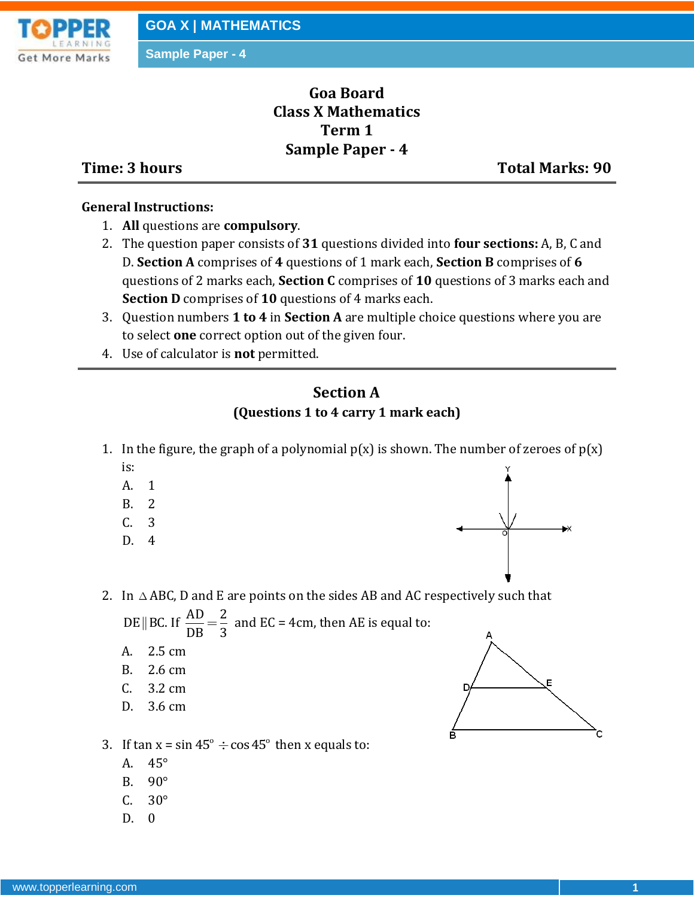# Goa Board
## Class X Mathematics
## Term 1
## Sample Paper - 4

**Time: 3 hours** **Total Marks: 90**

**General Instructions:**

1. **All** questions are **compulsory**.
2. The question paper consists of **31** questions divided into **four sections:** A, B, C and D. **Section A** comprises of **4** questions of 1 mark each, **Section B** comprises of **6** questions of 2 marks each, **Section C** comprises of **10** questions of 3 marks each and **Section D** comprises of **10** questions of 4 marks each.
3. Question numbers **1 to 4** in **Section A** are multiple choice questions where you are to select **one** correct option out of the given four.
4. Use of calculator is **not** permitted.

## Section A
**(Questions 1 to 4 carry 1 mark each)**

1. In the figure, the graph of a polynomial p(x) is shown. The number of zeroes of p(x) is:

   A. 1
   B. 2
   C. 3
   D. 4

2. In $\triangle$ABC, D and E are points on the sides AB and AC respectively such that $DE \parallel BC$. If $\frac{AD}{DB} = \frac{2}{3}$ and EC = 4cm, then AE is equal to:

   A. 2.5 cm
   B. 2.6 cm
   C. 3.2 cm
   D. 3.6 cm

3. If $\tan x = \sin 45^\circ \div \cos 45^\circ$ then x equals to:

   A. 45°
   B. 90°
   C. 30°
   D. 0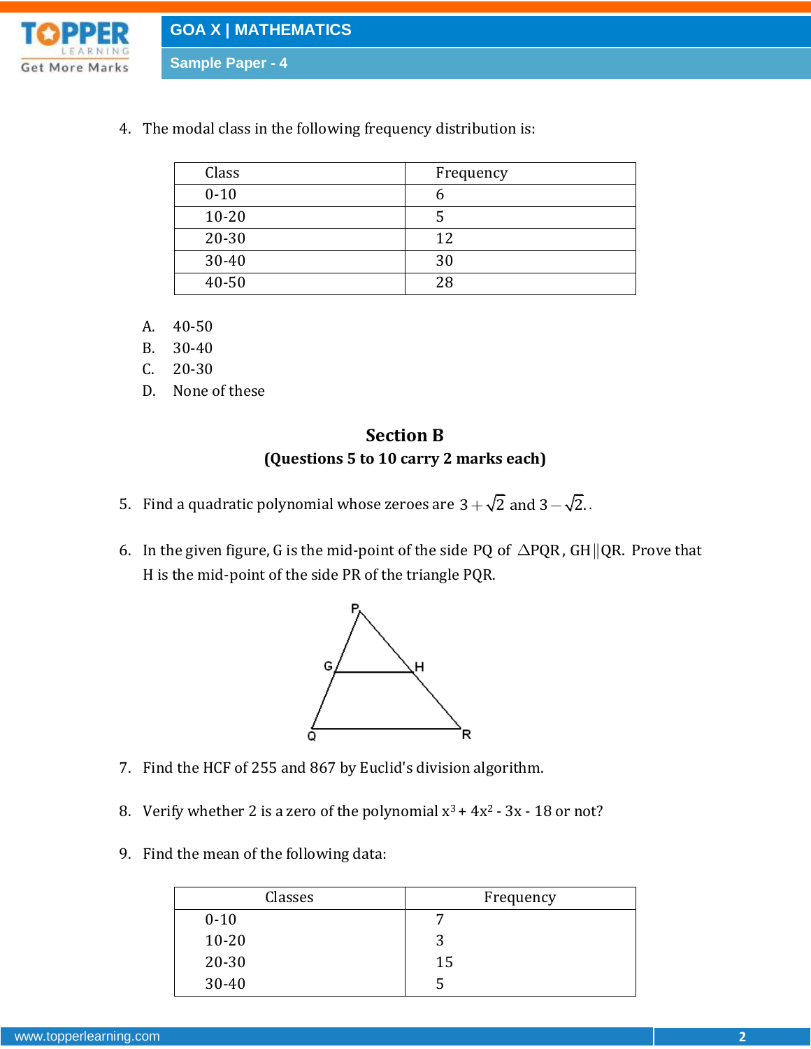4. The modal class in the following frequency distribution is:

| Class | Frequency |
|---|---|
| 0-10 | 6 |
| 10-20 | 5 |
| 20-30 | 12 |
| 30-40 | 30 |
| 40-50 | 28 |

A. 40-50
B. 30-40
C. 20-30
D. None of these

## Section B

**(Questions 5 to 10 carry 2 marks each)**

5. Find a quadratic polynomial whose zeroes are $3+\sqrt{2}$ and $3-\sqrt{2}$..

6. In the given figure, G is the mid-point of the side PQ of $\triangle PQR$, $GH \| QR$. Prove that H is the mid-point of the side PR of the triangle PQR.

7. Find the HCF of 255 and 867 by Euclid's division algorithm.

8. Verify whether 2 is a zero of the polynomial $x^3 + 4x^2 - 3x - 18$ or not?

9. Find the mean of the following data:

| Classes | Frequency |
|---|---|
| 0-10 | 7 |
| 10-20 | 3 |
| 20-30 | 15 |
| 30-40 | 5 |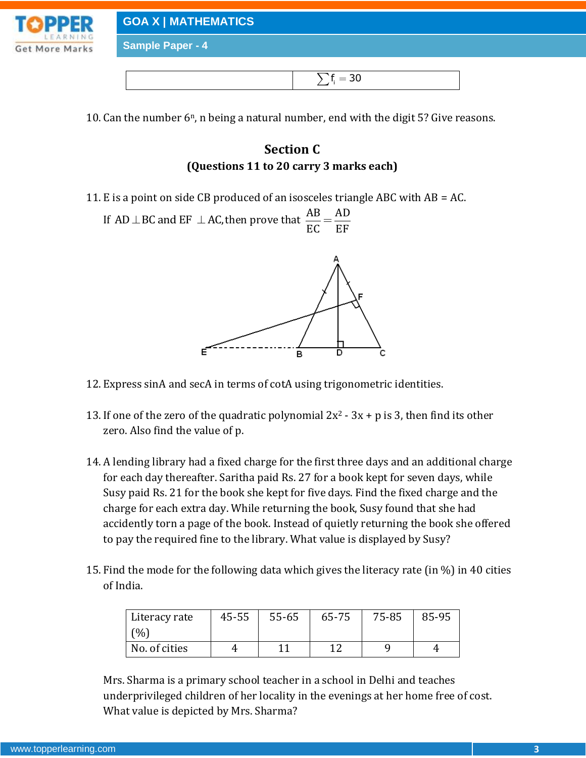| | $\sum f_i = 30$ |
|---|---|

10. Can the number $6^n$, n being a natural number, end with the digit 5? Give reasons.

## Section C

**(Questions 11 to 20 carry 3 marks each)**

11. E is a point on side CB produced of an isosceles triangle ABC with AB = AC.

    If $AD \perp BC$ and $EF \perp AC$, then prove that $\frac{AB}{EC} = \frac{AD}{EF}$

12. Express sinA and secA in terms of cotA using trigonometric identities.

13. If one of the zero of the quadratic polynomial $2x^2 - 3x + p$ is 3, then find its other zero. Also find the value of p.

14. A lending library had a fixed charge for the first three days and an additional charge for each day thereafter. Saritha paid Rs. 27 for a book kept for seven days, while Susy paid Rs. 21 for the book she kept for five days. Find the fixed charge and the charge for each extra day. While returning the book, Susy found that she had accidently torn a page of the book. Instead of quietly returning the book she offered to pay the required fine to the library. What value is displayed by Susy?

15. Find the mode for the following data which gives the literacy rate (in %) in 40 cities of India.

| Literacy rate (%) | 45-55 | 55-65 | 65-75 | 75-85 | 85-95 |
|---|---|---|---|---|---|
| No. of cities | 4 | 11 | 12 | 9 | 4 |

Mrs. Sharma is a primary school teacher in a school in Delhi and teaches underprivileged children of her locality in the evenings at her home free of cost. What value is depicted by Mrs. Sharma?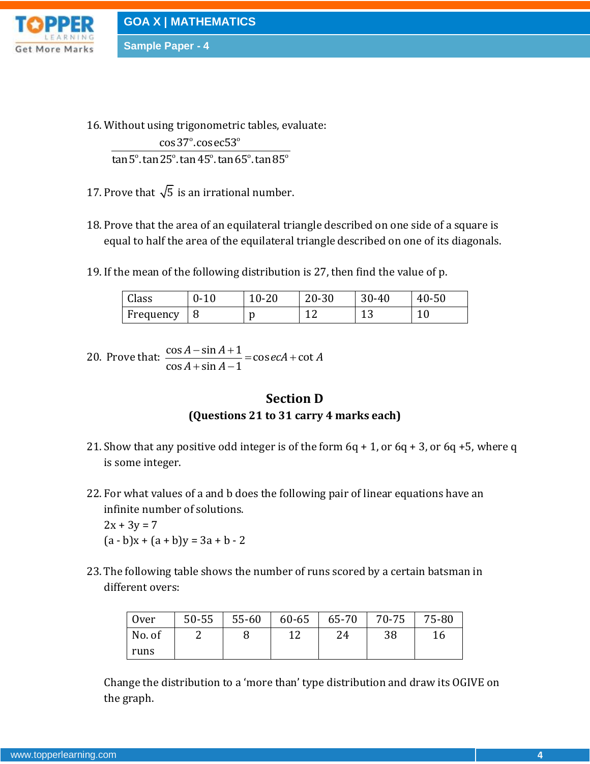16. Without using trigonometric tables, evaluate:

$$\frac{\cos 37^\circ . \text{cosec} 53^\circ}{\tan 5^\circ . \tan 25^\circ . \tan 45^\circ . \tan 65^\circ . \tan 85^\circ}$$

17. Prove that $\sqrt{5}$ is an irrational number.

18. Prove that the area of an equilateral triangle described on one side of a square is equal to half the area of the equilateral triangle described on one of its diagonals.

19. If the mean of the following distribution is 27, then find the value of p.

| Class | 0-10 | 10-20 | 20-30 | 30-40 | 40-50 |
|---|---|---|---|---|---|
| Frequency | 8 | p | 12 | 13 | 10 |

20. Prove that: $\dfrac{\cos A - \sin A + 1}{\cos A + \sin A - 1} = \text{cosec} A + \cot A$

## Section D

**(Questions 21 to 31 carry 4 marks each)**

21. Show that any positive odd integer is of the form 6q + 1, or 6q + 3, or 6q +5, where q is some integer.

22. For what values of a and b does the following pair of linear equations have an infinite number of solutions.
    $2x + 3y = 7$
    $(a - b)x + (a + b)y = 3a + b - 2$

23. The following table shows the number of runs scored by a certain batsman in different overs:

| Over | 50-55 | 55-60 | 60-65 | 65-70 | 70-75 | 75-80 |
|---|---|---|---|---|---|---|
| No. of runs | 2 | 8 | 12 | 24 | 38 | 16 |

Change the distribution to a 'more than' type distribution and draw its OGIVE on the graph.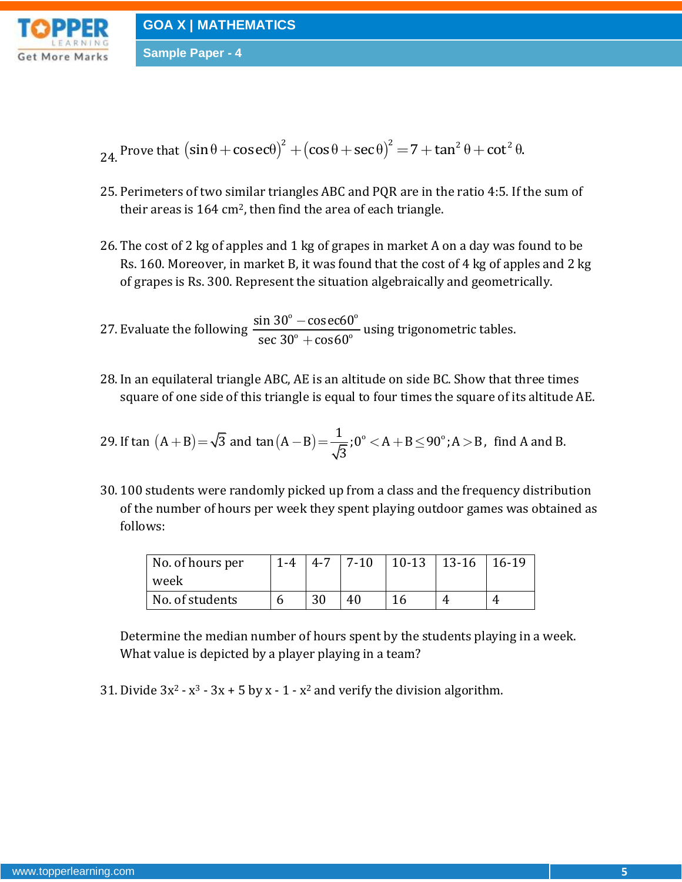24. Prove that $(\sin\theta + \text{cosec}\theta)^2 + (\cos\theta + \sec\theta)^2 = 7 + \tan^2\theta + \cot^2\theta$.

25. Perimeters of two similar triangles ABC and PQR are in the ratio 4:5. If the sum of their areas is 164 $cm^2$, then find the area of each triangle.

26. The cost of 2 kg of apples and 1 kg of grapes in market A on a day was found to be Rs. 160. Moreover, in market B, it was found that the cost of 4 kg of apples and 2 kg of grapes is Rs. 300. Represent the situation algebraically and geometrically.

27. Evaluate the following $\dfrac{\sin 30^\circ - \text{cosec} 60^\circ}{\sec 30^\circ + \cos 60^\circ}$ using trigonometric tables.

28. In an equilateral triangle ABC, AE is an altitude on side BC. Show that three times square of one side of this triangle is equal to four times the square of its altitude AE.

29. If $\tan(A+B) = \sqrt{3}$ and $\tan(A-B) = \dfrac{1}{\sqrt{3}}; 0^\circ < A+B \le 90^\circ; A > B$, find A and B.

30. 100 students were randomly picked up from a class and the frequency distribution of the number of hours per week they spent playing outdoor games was obtained as follows:

| No. of hours per week | 1-4 | 4-7 | 7-10 | 10-13 | 13-16 | 16-19 |
|---|---|---|---|---|---|---|
| No. of students | 6 | 30 | 40 | 16 | 4 | 4 |

Determine the median number of hours spent by the students playing in a week. What value is depicted by a player playing in a team?

31. Divide $3x^2 - x^3 - 3x + 5$ by $x - 1 - x^2$ and verify the division algorithm.